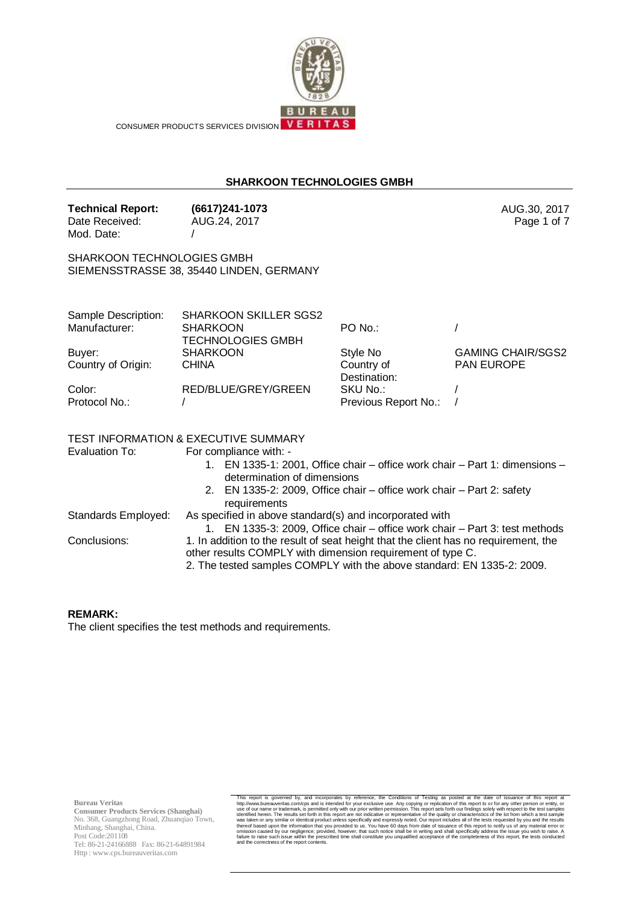CONSUMER PRODUCTS SERVICES DIVISION

## SHARKOON TECHNOLOGIES GMBH

| | | |
|---|---|---|
| **Technical Report:** | **(6617)241-1073** | AUG.30, 2017 |
| Date Received: | AUG.24, 2017 | |
| Mod. Date: | / | |

SHARKOON TECHNOLOGIES GMBH
SIEMENSSTRASSE 38, 35440 LINDEN, GERMANY

| | | | |
|---|---|---|---|
| Sample Description: | SHARKOON SKILLER SGS2 | | |
| Manufacturer: | SHARKOON TECHNOLOGIES GMBH | PO No.: | / |
| Buyer: | SHARKOON | Style No | GAMING CHAIR/SGS2 |
| Country of Origin: | CHINA | Country of Destination: | PAN EUROPE |
| Color: | RED/BLUE/GREY/GREEN | SKU No.: | / |
| Protocol No.: | / | Previous Report No.: | / |

### TEST INFORMATION & EXECUTIVE SUMMARY

Evaluation To: For compliance with: -

1. EN 1335-1: 2001, Office chair – office work chair – Part 1: dimensions – determination of dimensions
2. EN 1335-2: 2009, Office chair – office work chair – Part 2: safety requirements

Standards Employed: As specified in above standard(s) and incorporated with

1. EN 1335-3: 2009, Office chair – office work chair – Part 3: test methods

Conclusions: 1. In addition to the result of seat height that the client has no requirement, the other results COMPLY with dimension requirement of type C.
2. The tested samples COMPLY with the above standard: EN 1335-2: 2009.

**REMARK:**
The client specifies the test methods and requirements.

**Bureau Veritas**
**Consumer Products Services (Shanghai)**
No. 368, Guangzhong Road, Zhuanqiao Town, Minhang, Shanghai, China.
Post Code:201108
Tel: 86-21-24166888 Fax: 86-21-64891984
Http : www.cps.bureauveritas.com

This report is governed by, and incorporates by reference, the Conditions of Testing as posted at the date of issuance of this report at http://www.bureauveritas.com/cps and is intended for your exclusive use. Any copying or replication of this report to or for any other person or entity, or use of our name or trademark, is permitted only with our prior written permission. This report sets forth our findings solely with respect to the test samples identified herein. The results set forth in this report are not indicative or representative of the quality or characteristics of the lot from which a test sample was taken or any similar or identical product unless specifically and expressly noted. Our report includes all of the tests requested by you and the results thereof based upon the information that you provided to us. You have 60 days from date of issuance of this report to notify us of any material error or omission caused by our negligence; provided, however, that such notice shall be in writing and shall specifically address the issue you wish to raise. A failure to raise such issue within the prescribed time shall constitute you unqualified acceptance of the completeness of this report, the tests conducted and the correctness of the report contents.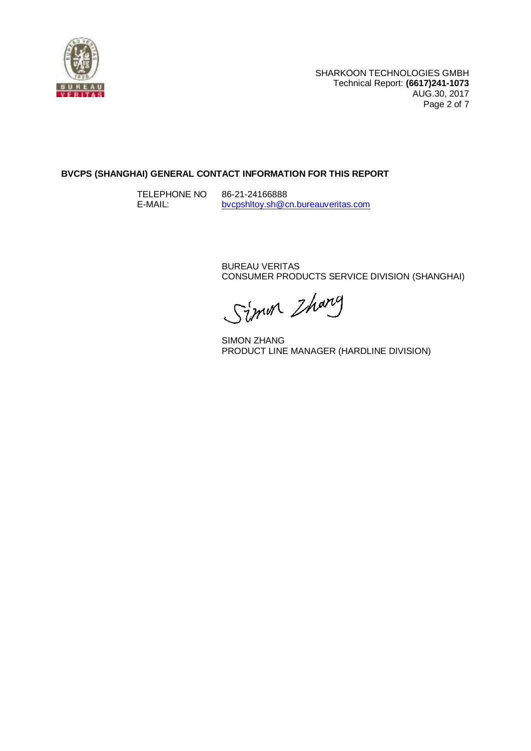**BVCPS (SHANGHAI) GENERAL CONTACT INFORMATION FOR THIS REPORT**

TELEPHONE NO 86-21-24166888
E-MAIL: bvcpshltoy.sh@cn.bureauveritas.com

BUREAU VERITAS
CONSUMER PRODUCTS SERVICE DIVISION (SHANGHAI)

Simon Zhang

SIMON ZHANG
PRODUCT LINE MANAGER (HARDLINE DIVISION)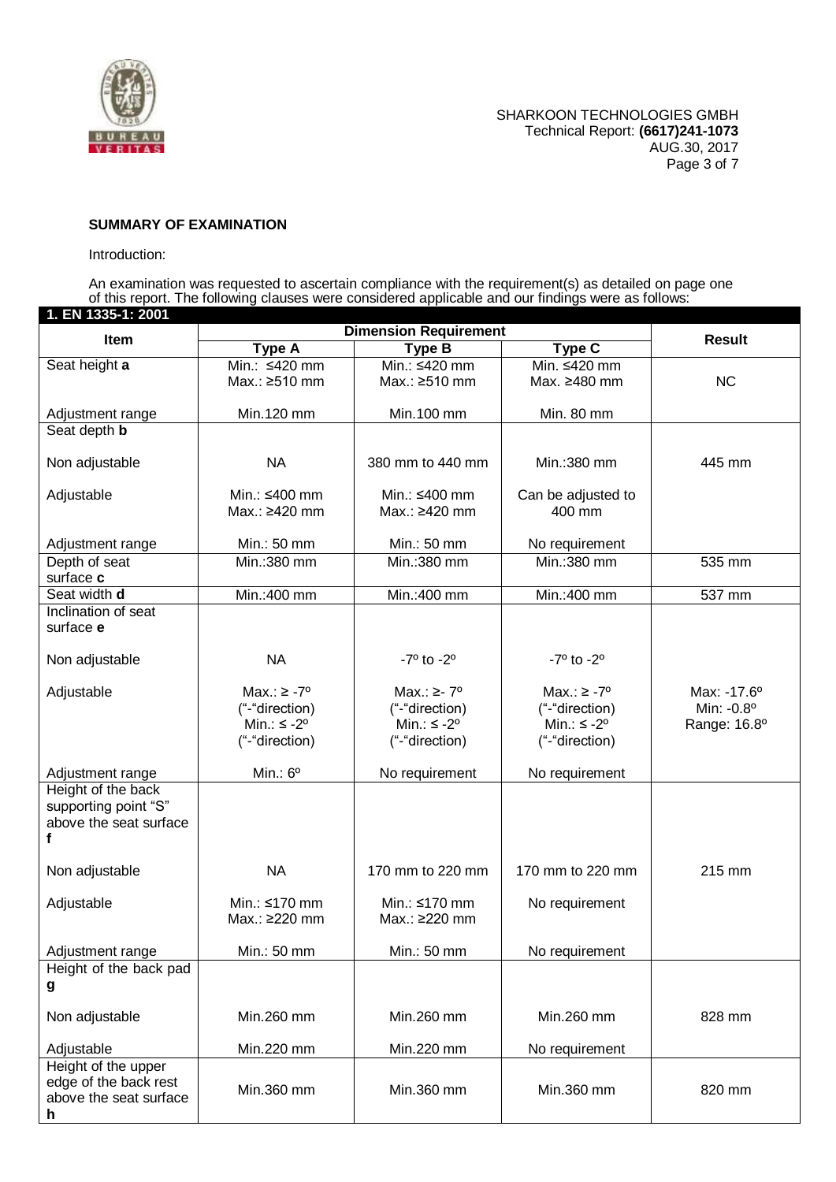**SUMMARY OF EXAMINATION**

Introduction:

An examination was requested to ascertain compliance with the requirement(s) as detailed on page one of this report. The following clauses were considered applicable and our findings were as follows:

**1. EN 1335-1: 2001**

| Item | Dimension Requirement | | | Result |
|---|---|---|---|---|
| | Type A | Type B | Type C | |
| Seat height **a**<br><br>Adjustment range | Min.: ≤420 mm<br>Max.: ≥510 mm<br><br>Min.120 mm | Min.: ≤420 mm<br>Max.: ≥510 mm<br><br>Min.100 mm | Min. ≤420 mm<br>Max. ≥480 mm<br><br>Min. 80 mm | NC |
| Seat depth **b**<br><br>Non adjustable<br><br>Adjustable<br><br>Adjustment range | <br><br>NA<br><br>Min.: ≤400 mm<br>Max.: ≥420 mm<br><br>Min.: 50 mm | <br><br>380 mm to 440 mm<br><br>Min.: ≤400 mm<br>Max.: ≥420 mm<br><br>Min.: 50 mm | <br><br>Min.:380 mm<br><br>Can be adjusted to 400 mm<br><br>No requirement | <br><br>445 mm |
| Depth of seat surface **c** | Min.:380 mm | Min.:380 mm | Min.:380 mm | 535 mm |
| Seat width **d** | Min.:400 mm | Min.:400 mm | Min.:400 mm | 537 mm |
| Inclination of seat surface **e**<br><br>Non adjustable<br><br>Adjustable<br><br>Adjustment range | <br><br>NA<br><br>Max.: ≥ -7º<br>("-"direction)<br>Min.: ≤ -2º<br>("-"direction)<br><br>Min.: 6º | <br><br>-7º to -2º<br><br>Max.: ≥- 7º<br>("-"direction)<br>Min.: ≤ -2º<br>("-"direction)<br><br>No requirement | <br><br>-7º to -2º<br><br>Max.: ≥ -7º<br>("-"direction)<br>Min.: ≤ -2º<br>("-"direction)<br><br>No requirement | <br><br><br><br>Max: -17.6º<br>Min: -0.8º<br>Range: 16.8º |
| Height of the back supporting point "S" above the seat surface **f**<br><br>Non adjustable<br><br>Adjustable<br><br>Adjustment range | <br><br><br><br>NA<br><br>Min.: ≤170 mm<br>Max.: ≥220 mm<br><br>Min.: 50 mm | <br><br><br><br>170 mm to 220 mm<br><br>Min.: ≤170 mm<br>Max.: ≥220 mm<br><br>Min.: 50 mm | <br><br><br><br>170 mm to 220 mm<br><br>No requirement<br><br><br>No requirement | <br><br><br><br>215 mm |
| Height of the back pad **g**<br><br>Non adjustable<br><br>Adjustable | <br><br>Min.260 mm<br><br>Min.220 mm | <br><br>Min.260 mm<br><br>Min.220 mm | <br><br>Min.260 mm<br><br>No requirement | <br><br>828 mm |
| Height of the upper edge of the back rest above the seat surface **h** | Min.360 mm | Min.360 mm | Min.360 mm | 820 mm |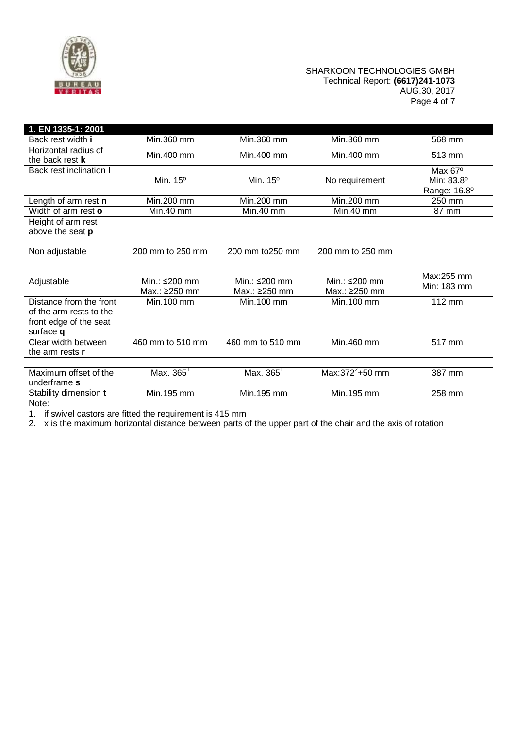| 1. EN 1335-1: 2001 | | | | |
|---|---|---|---|---|
| Back rest width **i** | Min.360 mm | Min.360 mm | Min.360 mm | 568 mm |
| Horizontal radius of the back rest **k** | Min.400 mm | Min.400 mm | Min.400 mm | 513 mm |
| Back rest inclination **l** | Min. 15º | Min. 15º | No requirement | Max:67º<br>Min: 83.8º<br>Range: 16.8º |
| Length of arm rest **n** | Min.200 mm | Min.200 mm | Min.200 mm | 250 mm |
| Width of arm rest **o** | Min.40 mm | Min.40 mm | Min.40 mm | 87 mm |
| Height of arm rest above the seat **p**<br><br>Non adjustable<br><br>Adjustable | <br><br>200 mm to 250 mm<br><br>Min.: ≤200 mm<br>Max.: ≥250 mm | <br><br>200 mm to250 mm<br><br>Min.: ≤200 mm<br>Max.: ≥250 mm | <br><br>200 mm to 250 mm<br><br>Min.: ≤200 mm<br>Max.: ≥250 mm | <br><br><br><br>Max:255 mm<br>Min: 183 mm |
| Distance from the front of the arm rests to the front edge of the seat surface **q** | Min.100 mm | Min.100 mm | Min.100 mm | 112 mm |
| Clear width between the arm rests **r** | 460 mm to 510 mm | 460 mm to 510 mm | Min.460 mm | 517 mm |
| | | | | |
| Maximum offset of the underframe **s** | Max. 365[1] | Max. 365[1] | Max:372[2]+50 mm | 387 mm |
| Stability dimension **t** | Min.195 mm | Min.195 mm | Min.195 mm | 258 mm |

Note:

1. if swivel castors are fitted the requirement is 415 mm
2. x is the maximum horizontal distance between parts of the upper part of the chair and the axis of rotation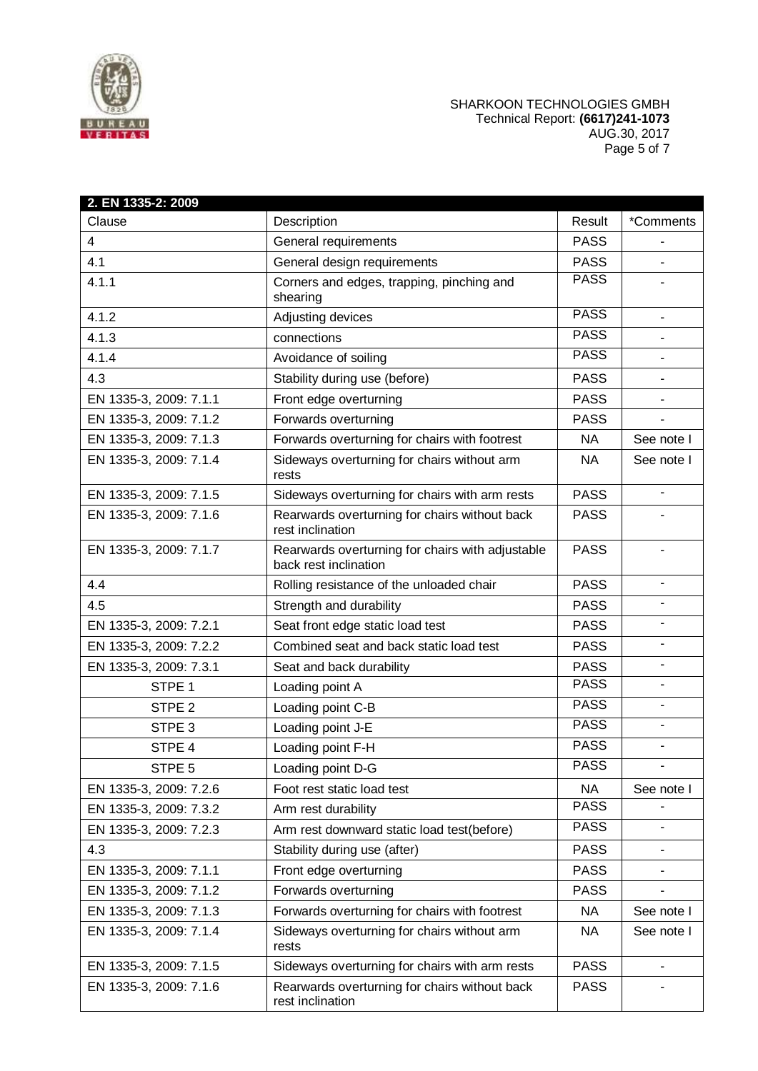| 2. EN 1335-2: 2009 | | | |
|---|---|---|---|
| Clause | Description | Result | *Comments |
| 4 | General requirements | PASS | - |
| 4.1 | General design requirements | PASS | - |
| 4.1.1 | Corners and edges, trapping, pinching and shearing | PASS | - |
| 4.1.2 | Adjusting devices | PASS | - |
| 4.1.3 | connections | PASS | - |
| 4.1.4 | Avoidance of soiling | PASS | - |
| 4.3 | Stability during use (before) | PASS | - |
| EN 1335-3, 2009: 7.1.1 | Front edge overturning | PASS | - |
| EN 1335-3, 2009: 7.1.2 | Forwards overturning | PASS | - |
| EN 1335-3, 2009: 7.1.3 | Forwards overturning for chairs with footrest | NA | See note I |
| EN 1335-3, 2009: 7.1.4 | Sideways overturning for chairs without arm rests | NA | See note I |
| EN 1335-3, 2009: 7.1.5 | Sideways overturning for chairs with arm rests | PASS | - |
| EN 1335-3, 2009: 7.1.6 | Rearwards overturning for chairs without back rest inclination | PASS | - |
| EN 1335-3, 2009: 7.1.7 | Rearwards overturning for chairs with adjustable back rest inclination | PASS | - |
| 4.4 | Rolling resistance of the unloaded chair | PASS | - |
| 4.5 | Strength and durability | PASS | - |
| EN 1335-3, 2009: 7.2.1 | Seat front edge static load test | PASS | - |
| EN 1335-3, 2009: 7.2.2 | Combined seat and back static load test | PASS | - |
| EN 1335-3, 2009: 7.3.1 | Seat and back durability | PASS | - |
| STPE 1 | Loading point A | PASS | - |
| STPE 2 | Loading point C-B | PASS | - |
| STPE 3 | Loading point J-E | PASS | - |
| STPE 4 | Loading point F-H | PASS | - |
| STPE 5 | Loading point D-G | PASS | - |
| EN 1335-3, 2009: 7.2.6 | Foot rest static load test | NA | See note I |
| EN 1335-3, 2009: 7.3.2 | Arm rest durability | PASS | - |
| EN 1335-3, 2009: 7.2.3 | Arm rest downward static load test(before) | PASS | - |
| 4.3 | Stability during use (after) | PASS | - |
| EN 1335-3, 2009: 7.1.1 | Front edge overturning | PASS | - |
| EN 1335-3, 2009: 7.1.2 | Forwards overturning | PASS | - |
| EN 1335-3, 2009: 7.1.3 | Forwards overturning for chairs with footrest | NA | See note I |
| EN 1335-3, 2009: 7.1.4 | Sideways overturning for chairs without arm rests | NA | See note I |
| EN 1335-3, 2009: 7.1.5 | Sideways overturning for chairs with arm rests | PASS | - |
| EN 1335-3, 2009: 7.1.6 | Rearwards overturning for chairs without back rest inclination | PASS | - |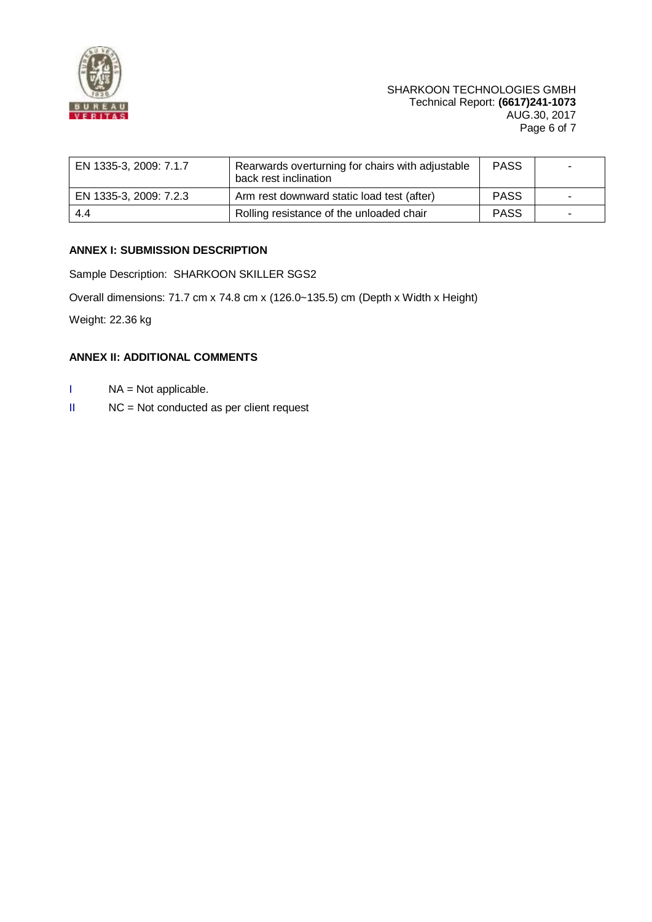| EN 1335-3, 2009: 7.1.7 | Rearwards overturning for chairs with adjustable back rest inclination | PASS | - |
|---|---|---|---|
| EN 1335-3, 2009: 7.2.3 | Arm rest downward static load test (after) | PASS | - |
| 4.4 | Rolling resistance of the unloaded chair | PASS | - |

**ANNEX I: SUBMISSION DESCRIPTION**

Sample Description: SHARKOON SKILLER SGS2

Overall dimensions: 71.7 cm x 74.8 cm x (126.0~135.5) cm (Depth x Width x Height)

Weight: 22.36 kg

**ANNEX II: ADDITIONAL COMMENTS**

I NA = Not applicable.

II NC = Not conducted as per client request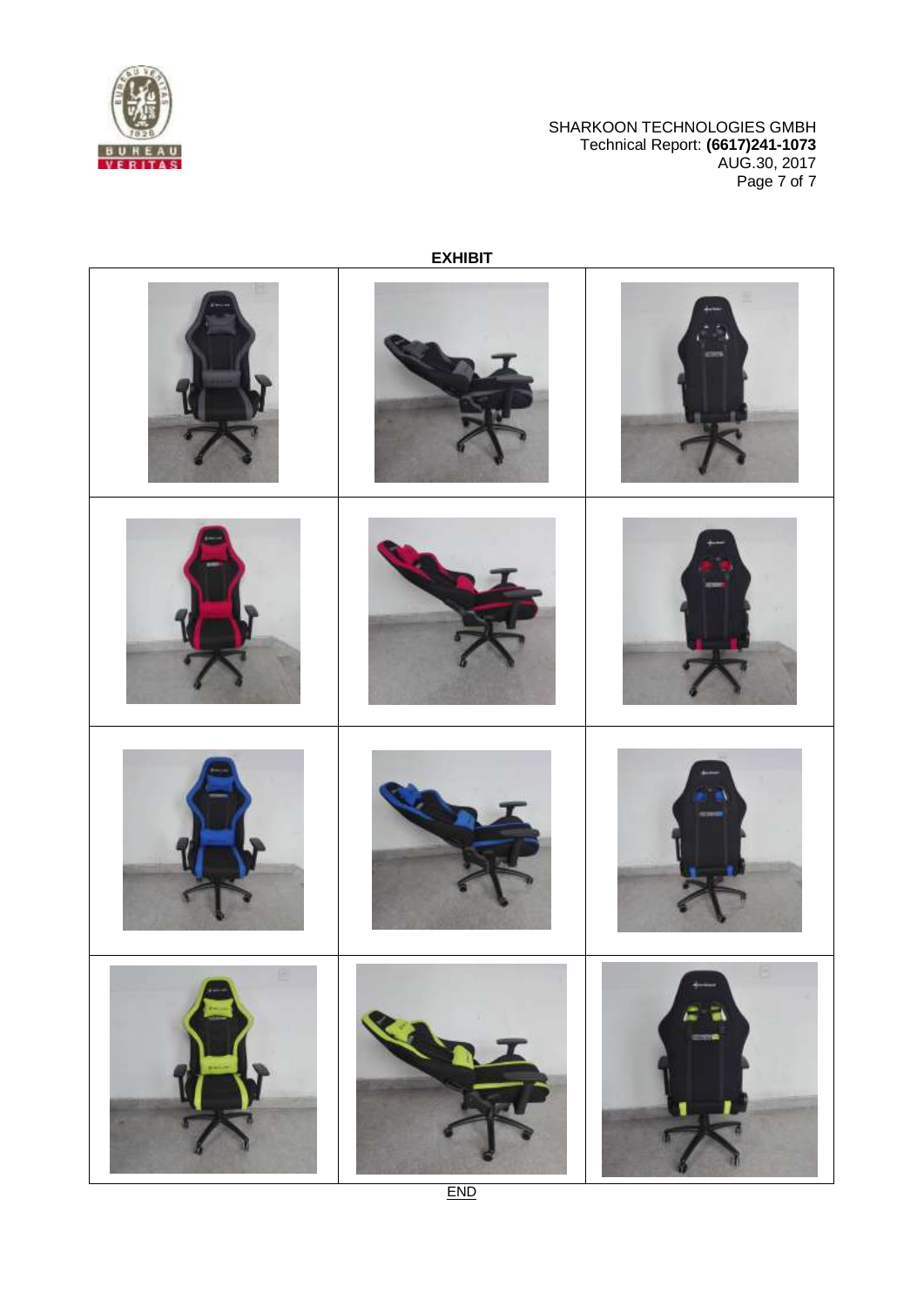**EXHIBIT**

END